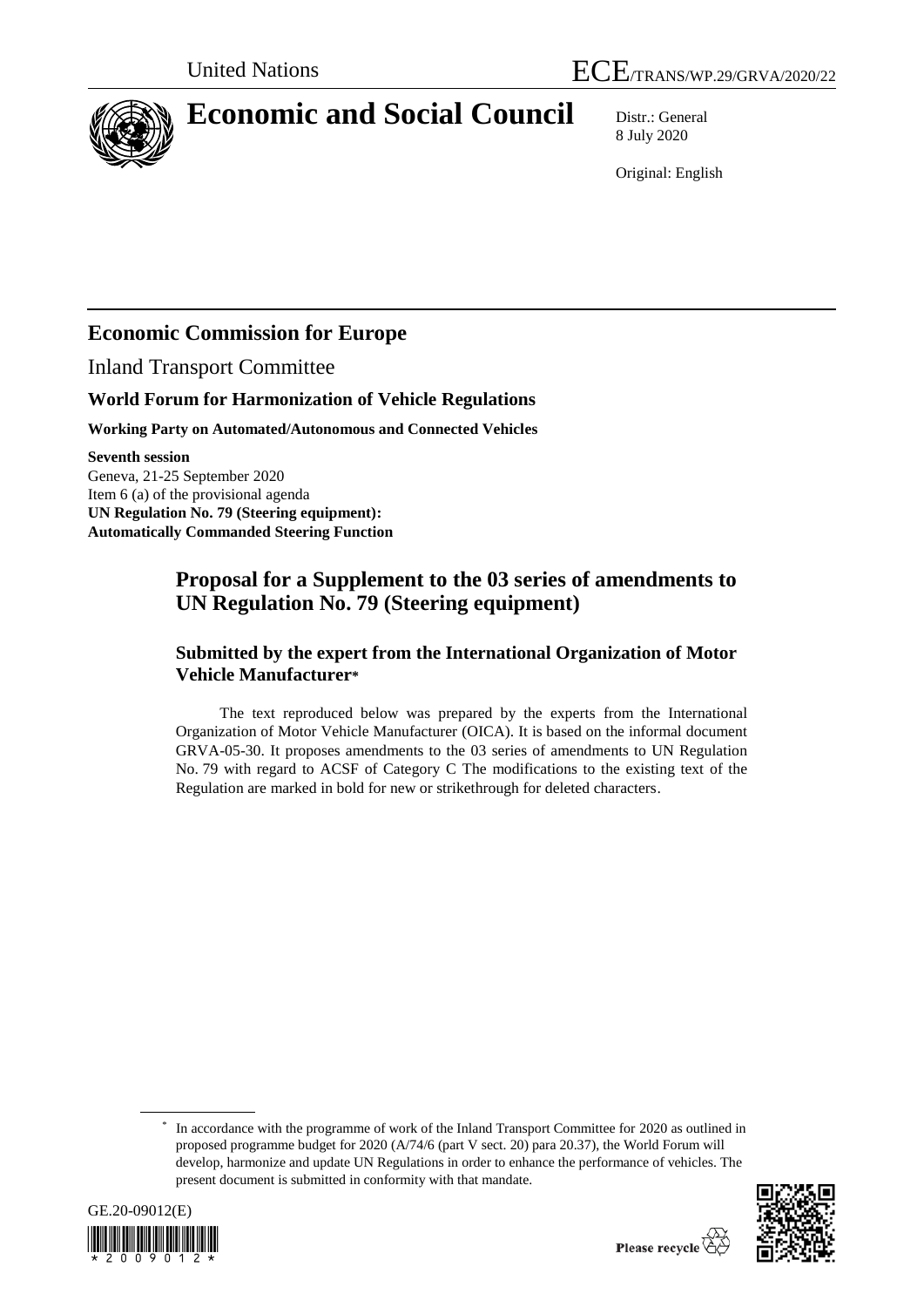United Nations

ECE/TRANS/WP.29/GRVA/2020/22

# Economic and Social Council

Distr.: General
8 July 2020

Original: English

## Economic Commission for Europe

Inland Transport Committee

### World Forum for Harmonization of Vehicle Regulations

**Working Party on Automated/Autonomous and Connected Vehicles**

**Seventh session**
Geneva, 21-25 September 2020
Item 6 (a) of the provisional agenda
**UN Regulation No. 79 (Steering equipment):**
**Automatically Commanded Steering Function**

## Proposal for a Supplement to the 03 series of amendments to UN Regulation No. 79 (Steering equipment)

### Submitted by the expert from the International Organization of Motor Vehicle Manufacturer*

The text reproduced below was prepared by the experts from the International Organization of Motor Vehicle Manufacturer (OICA). It is based on the informal document GRVA-05-30. It proposes amendments to the 03 series of amendments to UN Regulation No. 79 with regard to ACSF of Category C The modifications to the existing text of the Regulation are marked in bold for new or strikethrough for deleted characters.

* In accordance with the programme of work of the Inland Transport Committee for 2020 as outlined in proposed programme budget for 2020 (A/74/6 (part V sect. 20) para 20.37), the World Forum will develop, harmonize and update UN Regulations in order to enhance the performance of vehicles. The present document is submitted in conformity with that mandate.

GE.20-09012(E)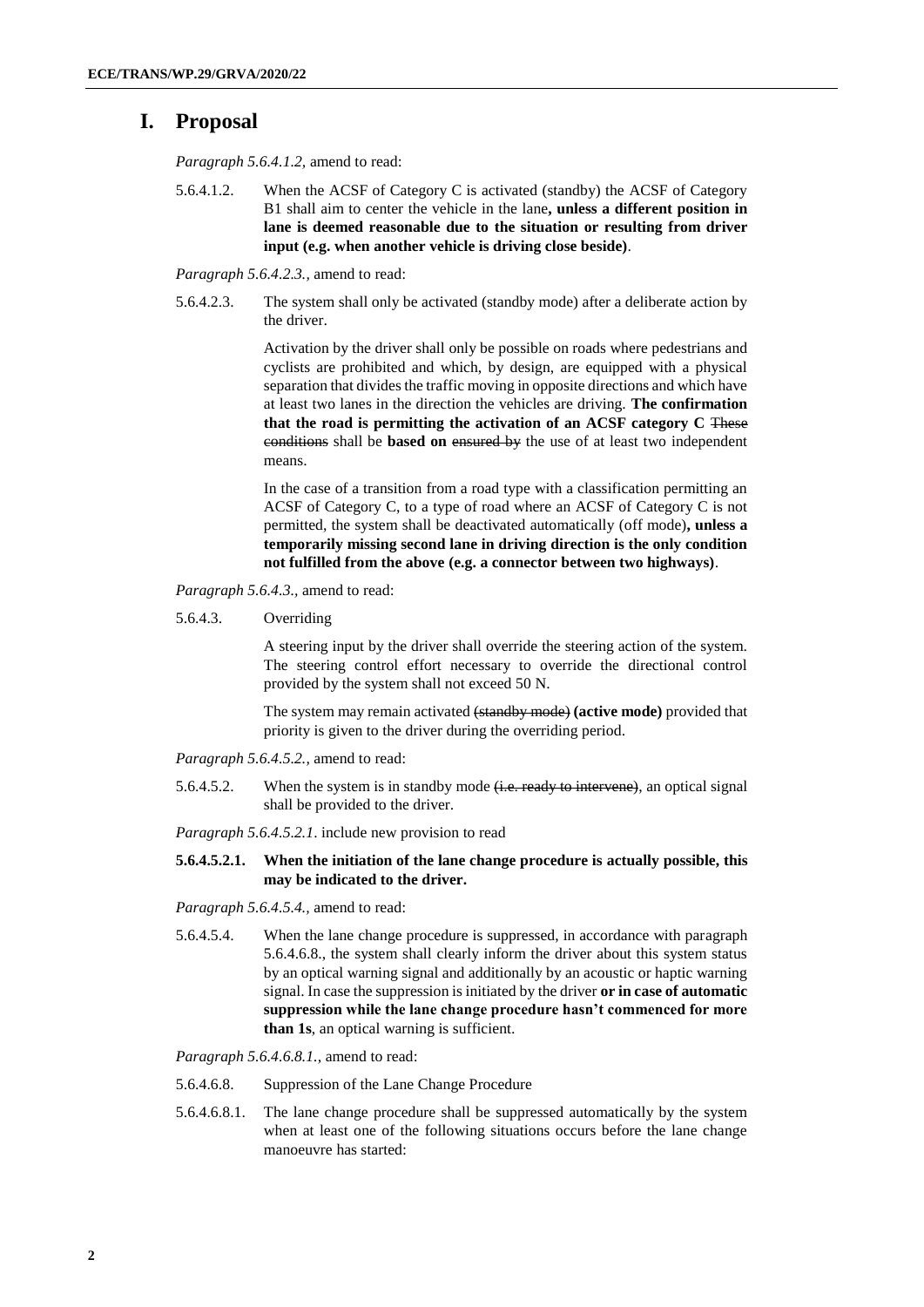# I. Proposal

*Paragraph 5.6.4.1.2,* amend to read:

5.6.4.1.2. When the ACSF of Category C is activated (standby) the ACSF of Category B1 shall aim to center the vehicle in the lane**, unless a different position in lane is deemed reasonable due to the situation or resulting from driver input (e.g. when another vehicle is driving close beside)**.

*Paragraph 5.6.4.2.3.,* amend to read:

5.6.4.2.3. The system shall only be activated (standby mode) after a deliberate action by the driver.

Activation by the driver shall only be possible on roads where pedestrians and cyclists are prohibited and which, by design, are equipped with a physical separation that divides the traffic moving in opposite directions and which have at least two lanes in the direction the vehicles are driving. **The confirmation that the road is permitting the activation of an ACSF category C** ~~These conditions~~ shall be **based on** ~~ensured by~~ the use of at least two independent means.

In the case of a transition from a road type with a classification permitting an ACSF of Category C, to a type of road where an ACSF of Category C is not permitted, the system shall be deactivated automatically (off mode)**, unless a temporarily missing second lane in driving direction is the only condition not fulfilled from the above (e.g. a connector between two highways)**.

*Paragraph 5.6.4.3.,* amend to read:

5.6.4.3. Overriding

A steering input by the driver shall override the steering action of the system. The steering control effort necessary to override the directional control provided by the system shall not exceed 50 N.

The system may remain activated ~~(standby mode)~~ **(active mode)** provided that priority is given to the driver during the overriding period.

*Paragraph 5.6.4.5.2.,* amend to read:

5.6.4.5.2. When the system is in standby mode ~~(i.e. ready to intervene)~~, an optical signal shall be provided to the driver.

*Paragraph 5.6.4.5.2.1.* include new provision to read

**5.6.4.5.2.1. When the initiation of the lane change procedure is actually possible, this may be indicated to the driver.**

*Paragraph 5.6.4.5.4.,* amend to read:

5.6.4.5.4. When the lane change procedure is suppressed, in accordance with paragraph 5.6.4.6.8., the system shall clearly inform the driver about this system status by an optical warning signal and additionally by an acoustic or haptic warning signal. In case the suppression is initiated by the driver **or in case of automatic suppression while the lane change procedure hasn't commenced for more than 1s**, an optical warning is sufficient.

*Paragraph 5.6.4.6.8.1.,* amend to read:

5.6.4.6.8. Suppression of the Lane Change Procedure

5.6.4.6.8.1. The lane change procedure shall be suppressed automatically by the system when at least one of the following situations occurs before the lane change manoeuvre has started: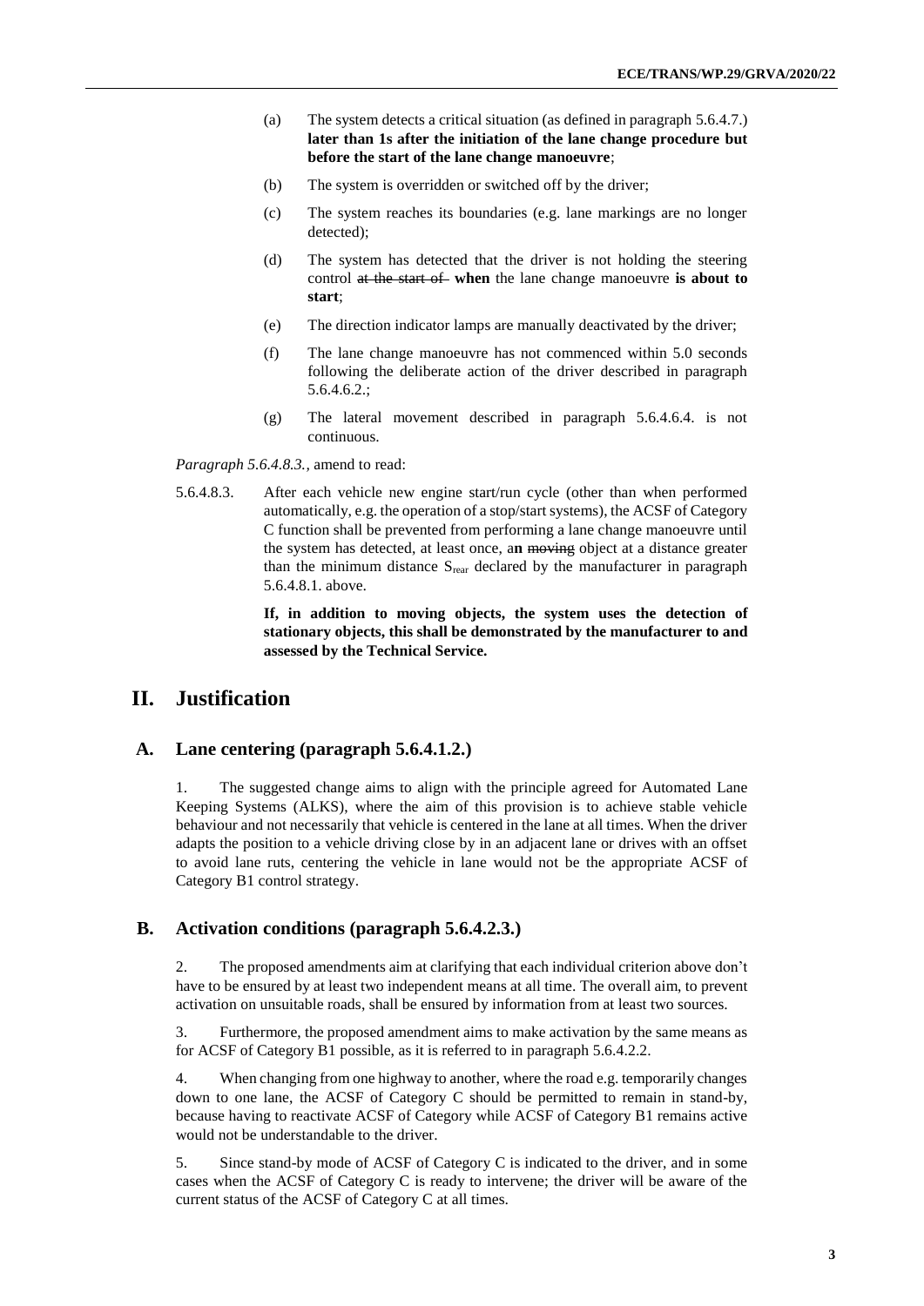(a) The system detects a critical situation (as defined in paragraph 5.6.4.7.) **later than 1s after the initiation of the lane change procedure but before the start of the lane change manoeuvre**;

(b) The system is overridden or switched off by the driver;

(c) The system reaches its boundaries (e.g. lane markings are no longer detected);

(d) The system has detected that the driver is not holding the steering control ~~at the start of~~ **when** the lane change manoeuvre **is about to start**;

(e) The direction indicator lamps are manually deactivated by the driver;

(f) The lane change manoeuvre has not commenced within 5.0 seconds following the deliberate action of the driver described in paragraph 5.6.4.6.2.;

(g) The lateral movement described in paragraph 5.6.4.6.4. is not continuous.

*Paragraph 5.6.4.8.3.,* amend to read:

5.6.4.8.3. After each vehicle new engine start/run cycle (other than when performed automatically, e.g. the operation of a stop/start systems), the ACSF of Category C function shall be prevented from performing a lane change manoeuvre until the system has detected, at least once, a**n** ~~moving~~ object at a distance greater than the minimum distance $S_{rear}$ declared by the manufacturer in paragraph 5.6.4.8.1. above.

**If, in addition to moving objects, the system uses the detection of stationary objects, this shall be demonstrated by the manufacturer to and assessed by the Technical Service.**

# II. Justification

## A. Lane centering (paragraph 5.6.4.1.2.)

1. The suggested change aims to align with the principle agreed for Automated Lane Keeping Systems (ALKS), where the aim of this provision is to achieve stable vehicle behaviour and not necessarily that vehicle is centered in the lane at all times. When the driver adapts the position to a vehicle driving close by in an adjacent lane or drives with an offset to avoid lane ruts, centering the vehicle in lane would not be the appropriate ACSF of Category B1 control strategy.

## B. Activation conditions (paragraph 5.6.4.2.3.)

2. The proposed amendments aim at clarifying that each individual criterion above don't have to be ensured by at least two independent means at all time. The overall aim, to prevent activation on unsuitable roads, shall be ensured by information from at least two sources.

3. Furthermore, the proposed amendment aims to make activation by the same means as for ACSF of Category B1 possible, as it is referred to in paragraph 5.6.4.2.2.

4. When changing from one highway to another, where the road e.g. temporarily changes down to one lane, the ACSF of Category C should be permitted to remain in stand-by, because having to reactivate ACSF of Category while ACSF of Category B1 remains active would not be understandable to the driver.

5. Since stand-by mode of ACSF of Category C is indicated to the driver, and in some cases when the ACSF of Category C is ready to intervene; the driver will be aware of the current status of the ACSF of Category C at all times.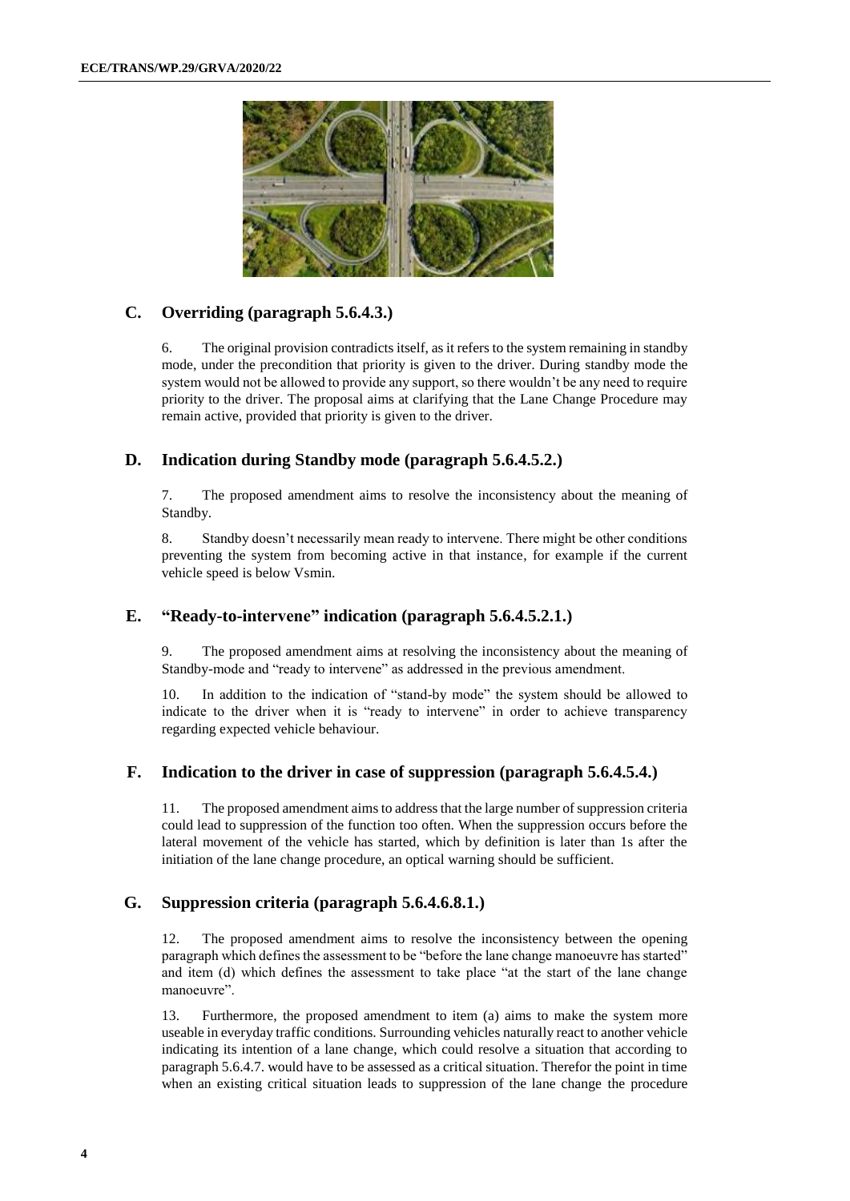## C. Overriding (paragraph 5.6.4.3.)

6. The original provision contradicts itself, as it refers to the system remaining in standby mode, under the precondition that priority is given to the driver. During standby mode the system would not be allowed to provide any support, so there wouldn't be any need to require priority to the driver. The proposal aims at clarifying that the Lane Change Procedure may remain active, provided that priority is given to the driver.

## D. Indication during Standby mode (paragraph 5.6.4.5.2.)

7. The proposed amendment aims to resolve the inconsistency about the meaning of Standby.

8. Standby doesn't necessarily mean ready to intervene. There might be other conditions preventing the system from becoming active in that instance, for example if the current vehicle speed is below Vsmin.

## E. "Ready-to-intervene" indication (paragraph 5.6.4.5.2.1.)

9. The proposed amendment aims at resolving the inconsistency about the meaning of Standby-mode and "ready to intervene" as addressed in the previous amendment.

10. In addition to the indication of "stand-by mode" the system should be allowed to indicate to the driver when it is "ready to intervene" in order to achieve transparency regarding expected vehicle behaviour.

## F. Indication to the driver in case of suppression (paragraph 5.6.4.5.4.)

11. The proposed amendment aims to address that the large number of suppression criteria could lead to suppression of the function too often. When the suppression occurs before the lateral movement of the vehicle has started, which by definition is later than 1s after the initiation of the lane change procedure, an optical warning should be sufficient.

## G. Suppression criteria (paragraph 5.6.4.6.8.1.)

12. The proposed amendment aims to resolve the inconsistency between the opening paragraph which defines the assessment to be "before the lane change manoeuvre has started" and item (d) which defines the assessment to take place "at the start of the lane change manoeuvre".

13. Furthermore, the proposed amendment to item (a) aims to make the system more useable in everyday traffic conditions. Surrounding vehicles naturally react to another vehicle indicating its intention of a lane change, which could resolve a situation that according to paragraph 5.6.4.7. would have to be assessed as a critical situation. Therefor the point in time when an existing critical situation leads to suppression of the lane change the procedure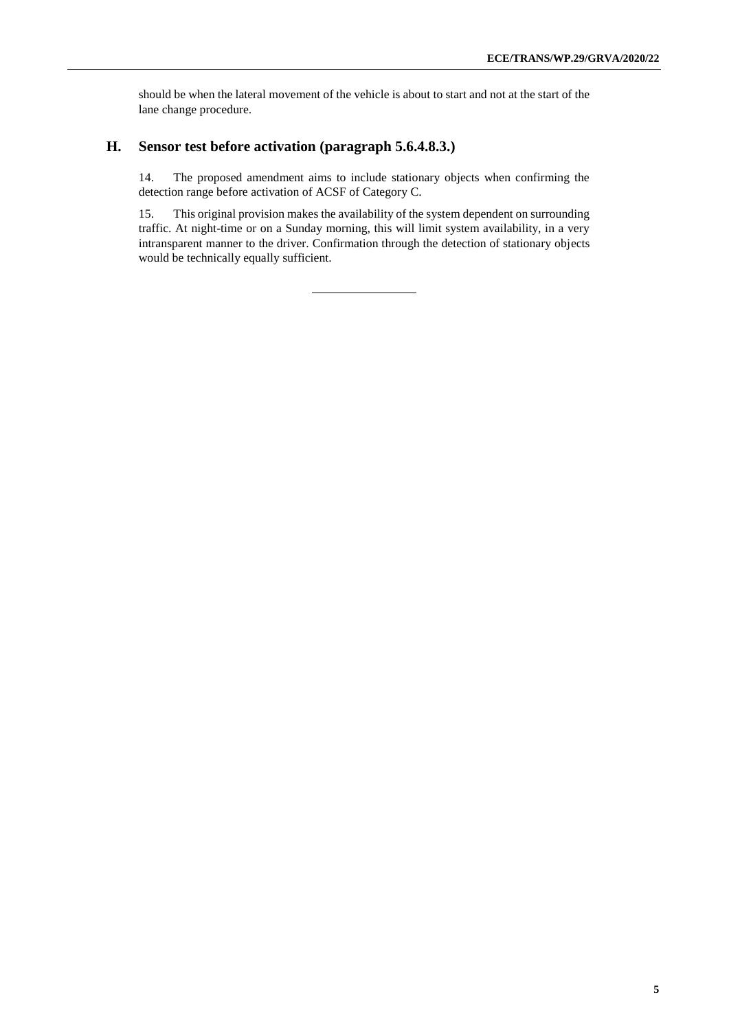should be when the lateral movement of the vehicle is about to start and not at the start of the lane change procedure.

## H. Sensor test before activation (paragraph 5.6.4.8.3.)

14. The proposed amendment aims to include stationary objects when confirming the detection range before activation of ACSF of Category C.

15. This original provision makes the availability of the system dependent on surrounding traffic. At night-time or on a Sunday morning, this will limit system availability, in a very intransparent manner to the driver. Confirmation through the detection of stationary objects would be technically equally sufficient.